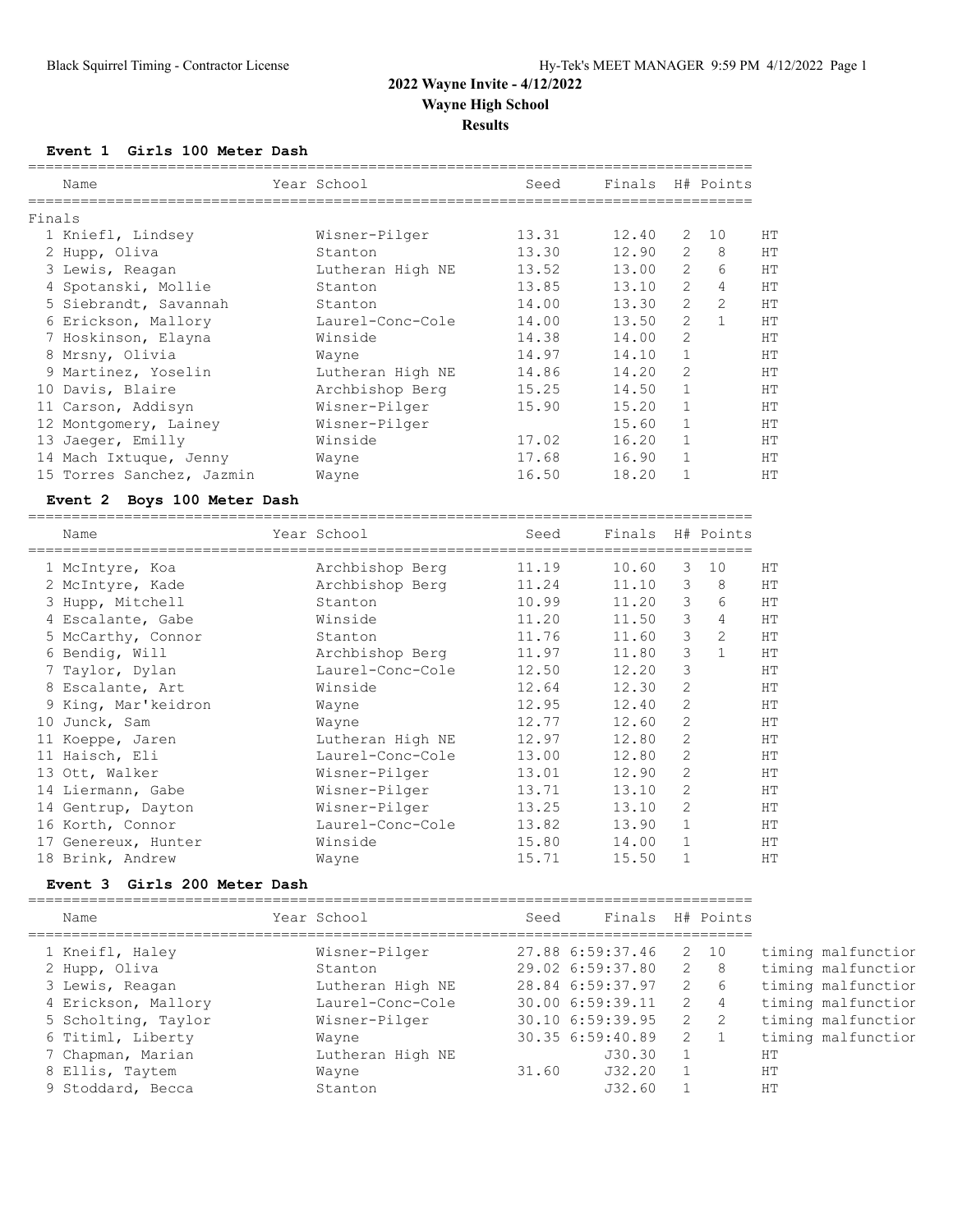Black Squirrel Timing - Contractor License

Hy-Tek's MEET MANAGER 9:59 PM 4/12/2022 Page 1

# 2022 Wayne Invite - 4/12/2022

## Wayne High School

### Results

**Event 1 Girls 100 Meter Dash**

| | Name | Year | School | Seed | Finals | H# | Points | |
|---|---|---|---|---|---|---|---|---|
| Finals | | | | | | | | |
| 1 | Kniefl, Lindsey | | Wisner-Pilger | 13.31 | 12.40 | 2 | 10 | HT |
| 2 | Hupp, Oliva | | Stanton | 13.30 | 12.90 | 2 | 8 | HT |
| 3 | Lewis, Reagan | | Lutheran High NE | 13.52 | 13.00 | 2 | 6 | HT |
| 4 | Spotanski, Mollie | | Stanton | 13.85 | 13.10 | 2 | 4 | HT |
| 5 | Siebrandt, Savannah | | Stanton | 14.00 | 13.30 | 2 | 2 | HT |
| 6 | Erickson, Mallory | | Laurel-Conc-Cole | 14.00 | 13.50 | 2 | 1 | HT |
| 7 | Hoskinson, Elayna | | Winside | 14.38 | 14.00 | 2 | | HT |
| 8 | Mrsny, Olivia | | Wayne | 14.97 | 14.10 | 1 | | HT |
| 9 | Martinez, Yoselin | | Lutheran High NE | 14.86 | 14.20 | 2 | | HT |
| 10 | Davis, Blaire | | Archbishop Berg | 15.25 | 14.50 | 1 | | HT |
| 11 | Carson, Addisyn | | Wisner-Pilger | 15.90 | 15.20 | 1 | | HT |
| 12 | Montgomery, Lainey | | Wisner-Pilger | | 15.60 | 1 | | HT |
| 13 | Jaeger, Emilly | | Winside | 17.02 | 16.20 | 1 | | HT |
| 14 | Mach Ixtuque, Jenny | | Wayne | 17.68 | 16.90 | 1 | | HT |
| 15 | Torres Sanchez, Jazmin | | Wayne | 16.50 | 18.20 | 1 | | HT |

**Event 2 Boys 100 Meter Dash**

| | Name | Year | School | Seed | Finals | H# | Points | |
|---|---|---|---|---|---|---|---|---|
| 1 | McIntyre, Koa | | Archbishop Berg | 11.19 | 10.60 | 3 | 10 | HT |
| 2 | McIntyre, Kade | | Archbishop Berg | 11.24 | 11.10 | 3 | 8 | HT |
| 3 | Hupp, Mitchell | | Stanton | 10.99 | 11.20 | 3 | 6 | HT |
| 4 | Escalante, Gabe | | Winside | 11.20 | 11.50 | 3 | 4 | HT |
| 5 | McCarthy, Connor | | Stanton | 11.76 | 11.60 | 3 | 2 | HT |
| 6 | Bendig, Will | | Archbishop Berg | 11.97 | 11.80 | 3 | 1 | HT |
| 7 | Taylor, Dylan | | Laurel-Conc-Cole | 12.50 | 12.20 | 3 | | HT |
| 8 | Escalante, Art | | Winside | 12.64 | 12.30 | 2 | | HT |
| 9 | King, Mar'keidron | | Wayne | 12.95 | 12.40 | 2 | | HT |
| 10 | Junck, Sam | | Wayne | 12.77 | 12.60 | 2 | | HT |
| 11 | Koeppe, Jaren | | Lutheran High NE | 12.97 | 12.80 | 2 | | HT |
| 11 | Haisch, Eli | | Laurel-Conc-Cole | 13.00 | 12.80 | 2 | | HT |
| 13 | Ott, Walker | | Wisner-Pilger | 13.01 | 12.90 | 2 | | HT |
| 14 | Liermann, Gabe | | Wisner-Pilger | 13.71 | 13.10 | 2 | | HT |
| 14 | Gentrup, Dayton | | Wisner-Pilger | 13.25 | 13.10 | 2 | | HT |
| 16 | Korth, Connor | | Laurel-Conc-Cole | 13.82 | 13.90 | 1 | | HT |
| 17 | Genereux, Hunter | | Winside | 15.80 | 14.00 | 1 | | HT |
| 18 | Brink, Andrew | | Wayne | 15.71 | 15.50 | 1 | | HT |

**Event 3 Girls 200 Meter Dash**

| | Name | Year | School | Seed | Finals | H# | Points | |
|---|---|---|---|---|---|---|---|---|
| 1 | Kneifl, Haley | | Wisner-Pilger | 27.88 | 6:59:37.46 | 2 | 10 | timing malfunctior |
| 2 | Hupp, Oliva | | Stanton | 29.02 | 6:59:37.80 | 2 | 8 | timing malfunctior |
| 3 | Lewis, Reagan | | Lutheran High NE | 28.84 | 6:59:37.97 | 2 | 6 | timing malfunctior |
| 4 | Erickson, Mallory | | Laurel-Conc-Cole | 30.00 | 6:59:39.11 | 2 | 4 | timing malfunctior |
| 5 | Scholting, Taylor | | Wisner-Pilger | 30.10 | 6:59:39.95 | 2 | 2 | timing malfunctior |
| 6 | Titiml, Liberty | | Wayne | 30.35 | 6:59:40.89 | 2 | 1 | timing malfunctior |
| 7 | Chapman, Marian | | Lutheran High NE | | J30.30 | 1 | | HT |
| 8 | Ellis, Taytem | | Wayne | 31.60 | J32.20 | 1 | | HT |
| 9 | Stoddard, Becca | | Stanton | | J32.60 | 1 | | HT |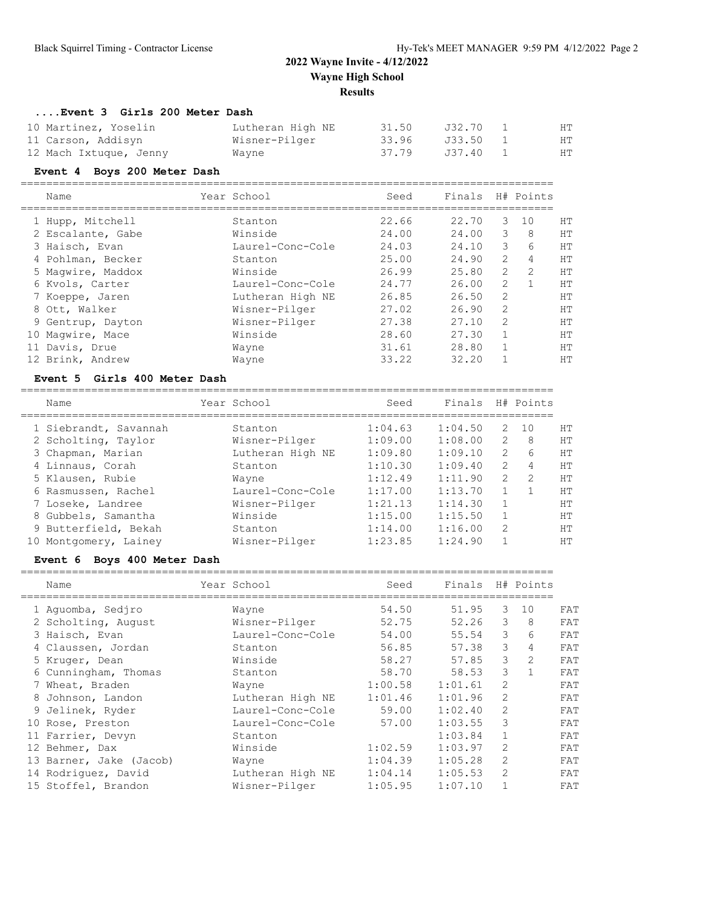# 2022 Wayne Invite - 4/12/2022

**Wayne High School**

**Results**

### ....Event 3 Girls 200 Meter Dash

| Name | Year | School | Seed | Finals | H# | Points | |
|---|---|---|---|---|---|---|---|
| 10 Martinez, Yoselin | | Lutheran High NE | 31.50 | J32.70 | 1 | | HT |
| 11 Carson, Addisyn | | Wisner-Pilger | 33.96 | J33.50 | 1 | | HT |
| 12 Mach Ixtuque, Jenny | | Wayne | 37.79 | J37.40 | 1 | | HT |

### Event 4 Boys 200 Meter Dash

| Name | Year | School | Seed | Finals | H# | Points | |
|---|---|---|---|---|---|---|---|
| 1 Hupp, Mitchell | | Stanton | 22.66 | 22.70 | 3 | 10 | HT |
| 2 Escalante, Gabe | | Winside | 24.00 | 24.00 | 3 | 8 | HT |
| 3 Haisch, Evan | | Laurel-Conc-Cole | 24.03 | 24.10 | 3 | 6 | HT |
| 4 Pohlman, Becker | | Stanton | 25.00 | 24.90 | 2 | 4 | HT |
| 5 Magwire, Maddox | | Winside | 26.99 | 25.80 | 2 | 2 | HT |
| 6 Kvols, Carter | | Laurel-Conc-Cole | 24.77 | 26.00 | 2 | 1 | HT |
| 7 Koeppe, Jaren | | Lutheran High NE | 26.85 | 26.50 | 2 | | HT |
| 8 Ott, Walker | | Wisner-Pilger | 27.02 | 26.90 | 2 | | HT |
| 9 Gentrup, Dayton | | Wisner-Pilger | 27.38 | 27.10 | 2 | | HT |
| 10 Magwire, Mace | | Winside | 28.60 | 27.30 | 1 | | HT |
| 11 Davis, Drue | | Wayne | 31.61 | 28.80 | 1 | | HT |
| 12 Brink, Andrew | | Wayne | 33.22 | 32.20 | 1 | | HT |

### Event 5 Girls 400 Meter Dash

| Name | Year | School | Seed | Finals | H# | Points | |
|---|---|---|---|---|---|---|---|
| 1 Siebrandt, Savannah | | Stanton | 1:04.63 | 1:04.50 | 2 | 10 | HT |
| 2 Scholting, Taylor | | Wisner-Pilger | 1:09.00 | 1:08.00 | 2 | 8 | HT |
| 3 Chapman, Marian | | Lutheran High NE | 1:09.80 | 1:09.10 | 2 | 6 | HT |
| 4 Linnaus, Corah | | Stanton | 1:10.30 | 1:09.40 | 2 | 4 | HT |
| 5 Klausen, Rubie | | Wayne | 1:12.49 | 1:11.90 | 2 | 2 | HT |
| 6 Rasmussen, Rachel | | Laurel-Conc-Cole | 1:17.00 | 1:13.70 | 1 | 1 | HT |
| 7 Loseke, Landree | | Wisner-Pilger | 1:21.13 | 1:14.30 | 1 | | HT |
| 8 Gubbels, Samantha | | Winside | 1:15.00 | 1:15.50 | 1 | | HT |
| 9 Butterfield, Bekah | | Stanton | 1:14.00 | 1:16.00 | 2 | | HT |
| 10 Montgomery, Lainey | | Wisner-Pilger | 1:23.85 | 1:24.90 | 1 | | HT |

### Event 6 Boys 400 Meter Dash

| Name | Year | School | Seed | Finals | H# | Points | |
|---|---|---|---|---|---|---|---|
| 1 Aguomba, Sedjro | | Wayne | 54.50 | 51.95 | 3 | 10 | FAT |
| 2 Scholting, August | | Wisner-Pilger | 52.75 | 52.26 | 3 | 8 | FAT |
| 3 Haisch, Evan | | Laurel-Conc-Cole | 54.00 | 55.54 | 3 | 6 | FAT |
| 4 Claussen, Jordan | | Stanton | 56.85 | 57.38 | 3 | 4 | FAT |
| 5 Kruger, Dean | | Winside | 58.27 | 57.85 | 3 | 2 | FAT |
| 6 Cunningham, Thomas | | Stanton | 58.70 | 58.53 | 3 | 1 | FAT |
| 7 Wheat, Braden | | Wayne | 1:00.58 | 1:01.61 | 2 | | FAT |
| 8 Johnson, Landon | | Lutheran High NE | 1:01.46 | 1:01.96 | 2 | | FAT |
| 9 Jelinek, Ryder | | Laurel-Conc-Cole | 59.00 | 1:02.40 | 2 | | FAT |
| 10 Rose, Preston | | Laurel-Conc-Cole | 57.00 | 1:03.55 | 3 | | FAT |
| 11 Farrier, Devyn | | Stanton | | 1:03.84 | 1 | | FAT |
| 12 Behmer, Dax | | Winside | 1:02.59 | 1:03.97 | 2 | | FAT |
| 13 Barner, Jake (Jacob) | | Wayne | 1:04.39 | 1:05.28 | 2 | | FAT |
| 14 Rodriguez, David | | Lutheran High NE | 1:04.14 | 1:05.53 | 2 | | FAT |
| 15 Stoffel, Brandon | | Wisner-Pilger | 1:05.95 | 1:07.10 | 1 | | FAT |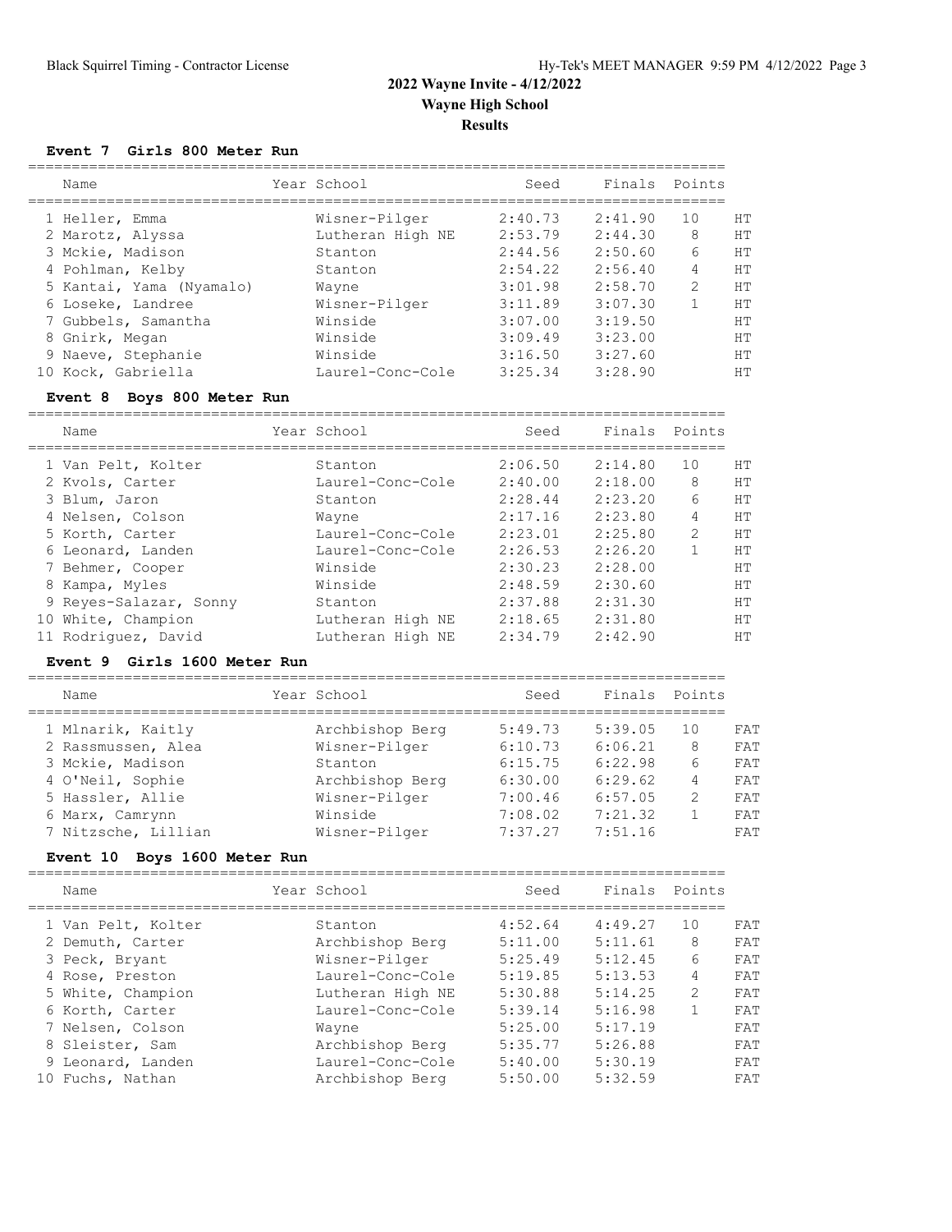# 2022 Wayne Invite - 4/12/2022

## Wayne High School

### Results

#### Event 7 Girls 800 Meter Run

| | Name | Year | School | Seed | Finals | Points | |
|---|---|---|---|---|---|---|---|
| 1 | Heller, Emma | | Wisner-Pilger | 2:40.73 | 2:41.90 | 10 | HT |
| 2 | Marotz, Alyssa | | Lutheran High NE | 2:53.79 | 2:44.30 | 8 | HT |
| 3 | Mckie, Madison | | Stanton | 2:44.56 | 2:50.60 | 6 | HT |
| 4 | Pohlman, Kelby | | Stanton | 2:54.22 | 2:56.40 | 4 | HT |
| 5 | Kantai, Yama (Nyamalo) | | Wayne | 3:01.98 | 2:58.70 | 2 | HT |
| 6 | Loseke, Landree | | Wisner-Pilger | 3:11.89 | 3:07.30 | 1 | HT |
| 7 | Gubbels, Samantha | | Winside | 3:07.00 | 3:19.50 | | HT |
| 8 | Gnirk, Megan | | Winside | 3:09.49 | 3:23.00 | | HT |
| 9 | Naeve, Stephanie | | Winside | 3:16.50 | 3:27.60 | | HT |
| 10 | Kock, Gabriella | | Laurel-Conc-Cole | 3:25.34 | 3:28.90 | | HT |

#### Event 8 Boys 800 Meter Run

| | Name | Year | School | Seed | Finals | Points | |
|---|---|---|---|---|---|---|---|
| 1 | Van Pelt, Kolter | | Stanton | 2:06.50 | 2:14.80 | 10 | HT |
| 2 | Kvols, Carter | | Laurel-Conc-Cole | 2:40.00 | 2:18.00 | 8 | HT |
| 3 | Blum, Jaron | | Stanton | 2:28.44 | 2:23.20 | 6 | HT |
| 4 | Nelsen, Colson | | Wayne | 2:17.16 | 2:23.80 | 4 | HT |
| 5 | Korth, Carter | | Laurel-Conc-Cole | 2:23.01 | 2:25.80 | 2 | HT |
| 6 | Leonard, Landen | | Laurel-Conc-Cole | 2:26.53 | 2:26.20 | 1 | HT |
| 7 | Behmer, Cooper | | Winside | 2:30.23 | 2:28.00 | | HT |
| 8 | Kampa, Myles | | Winside | 2:48.59 | 2:30.60 | | HT |
| 9 | Reyes-Salazar, Sonny | | Stanton | 2:37.88 | 2:31.30 | | HT |
| 10 | White, Champion | | Lutheran High NE | 2:18.65 | 2:31.80 | | HT |
| 11 | Rodriguez, David | | Lutheran High NE | 2:34.79 | 2:42.90 | | HT |

#### Event 9 Girls 1600 Meter Run

| | Name | Year | School | Seed | Finals | Points | |
|---|---|---|---|---|---|---|---|
| 1 | Mlnarik, Kaitly | | Archbishop Berg | 5:49.73 | 5:39.05 | 10 | FAT |
| 2 | Rassmussen, Alea | | Wisner-Pilger | 6:10.73 | 6:06.21 | 8 | FAT |
| 3 | Mckie, Madison | | Stanton | 6:15.75 | 6:22.98 | 6 | FAT |
| 4 | O'Neil, Sophie | | Archbishop Berg | 6:30.00 | 6:29.62 | 4 | FAT |
| 5 | Hassler, Allie | | Wisner-Pilger | 7:00.46 | 6:57.05 | 2 | FAT |
| 6 | Marx, Camrynn | | Winside | 7:08.02 | 7:21.32 | 1 | FAT |
| 7 | Nitzsche, Lillian | | Wisner-Pilger | 7:37.27 | 7:51.16 | | FAT |

#### Event 10 Boys 1600 Meter Run

| | Name | Year | School | Seed | Finals | Points | |
|---|---|---|---|---|---|---|---|
| 1 | Van Pelt, Kolter | | Stanton | 4:52.64 | 4:49.27 | 10 | FAT |
| 2 | Demuth, Carter | | Archbishop Berg | 5:11.00 | 5:11.61 | 8 | FAT |
| 3 | Peck, Bryant | | Wisner-Pilger | 5:25.49 | 5:12.45 | 6 | FAT |
| 4 | Rose, Preston | | Laurel-Conc-Cole | 5:19.85 | 5:13.53 | 4 | FAT |
| 5 | White, Champion | | Lutheran High NE | 5:30.88 | 5:14.25 | 2 | FAT |
| 6 | Korth, Carter | | Laurel-Conc-Cole | 5:39.14 | 5:16.98 | 1 | FAT |
| 7 | Nelsen, Colson | | Wayne | 5:25.00 | 5:17.19 | | FAT |
| 8 | Sleister, Sam | | Archbishop Berg | 5:35.77 | 5:26.88 | | FAT |
| 9 | Leonard, Landen | | Laurel-Conc-Cole | 5:40.00 | 5:30.19 | | FAT |
| 10 | Fuchs, Nathan | | Archbishop Berg | 5:50.00 | 5:32.59 | | FAT |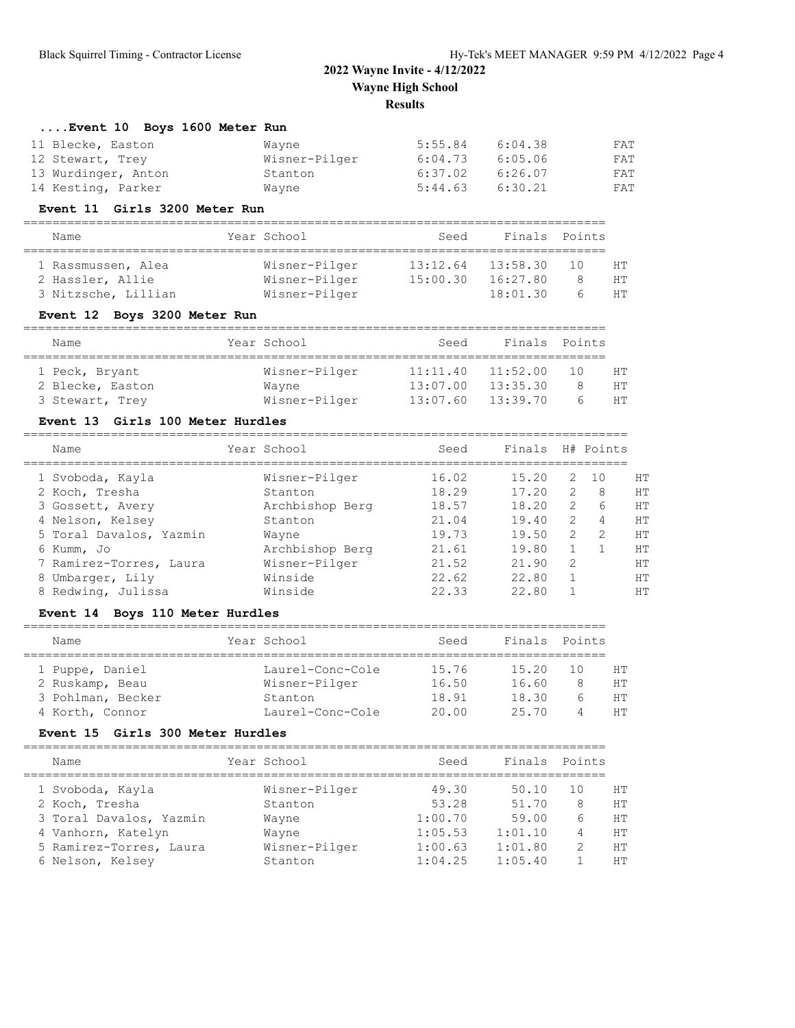# 2022 Wayne Invite - 4/12/2022
**Wayne High School**
**Results**

### ....Event 10 Boys 1600 Meter Run

| Place | Name | Year | School | Seed | Finals | Points | |
|---|---|---|---|---|---|---|---|
| 11 | Blecke, Easton | | Wayne | 5:55.84 | 6:04.38 | | FAT |
| 12 | Stewart, Trey | | Wisner-Pilger | 6:04.73 | 6:05.06 | | FAT |
| 13 | Wurdinger, Anton | | Stanton | 6:37.02 | 6:26.07 | | FAT |
| 14 | Kesting, Parker | | Wayne | 5:44.63 | 6:30.21 | | FAT |

### Event 11 Girls 3200 Meter Run

| Place | Name | Year | School | Seed | Finals | Points | |
|---|---|---|---|---|---|---|---|
| 1 | Rassmussen, Alea | | Wisner-Pilger | 13:12.64 | 13:58.30 | 10 | HT |
| 2 | Hassler, Allie | | Wisner-Pilger | 15:00.30 | 16:27.80 | 8 | HT |
| 3 | Nitzsche, Lillian | | Wisner-Pilger | | 18:01.30 | 6 | HT |

### Event 12 Boys 3200 Meter Run

| Place | Name | Year | School | Seed | Finals | Points | |
|---|---|---|---|---|---|---|---|
| 1 | Peck, Bryant | | Wisner-Pilger | 11:11.40 | 11:52.00 | 10 | HT |
| 2 | Blecke, Easton | | Wayne | 13:07.00 | 13:35.30 | 8 | HT |
| 3 | Stewart, Trey | | Wisner-Pilger | 13:07.60 | 13:39.70 | 6 | HT |

### Event 13 Girls 100 Meter Hurdles

| Place | Name | Year | School | Seed | Finals | H# | Points | |
|---|---|---|---|---|---|---|---|---|
| 1 | Svoboda, Kayla | | Wisner-Pilger | 16.02 | 15.20 | 2 | 10 | HT |
| 2 | Koch, Tresha | | Stanton | 18.29 | 17.20 | 2 | 8 | HT |
| 3 | Gossett, Avery | | Archbishop Berg | 18.57 | 18.20 | 2 | 6 | HT |
| 4 | Nelson, Kelsey | | Stanton | 21.04 | 19.40 | 2 | 4 | HT |
| 5 | Toral Davalos, Yazmin | | Wayne | 19.73 | 19.50 | 2 | 2 | HT |
| 6 | Kumm, Jo | | Archbishop Berg | 21.61 | 19.80 | 1 | 1 | HT |
| 7 | Ramirez-Torres, Laura | | Wisner-Pilger | 21.52 | 21.90 | 2 | | HT |
| 8 | Umbarger, Lily | | Winside | 22.62 | 22.80 | 1 | | HT |
| 8 | Redwing, Julissa | | Winside | 22.33 | 22.80 | 1 | | HT |

### Event 14 Boys 110 Meter Hurdles

| Place | Name | Year | School | Seed | Finals | Points | |
|---|---|---|---|---|---|---|---|
| 1 | Puppe, Daniel | | Laurel-Conc-Cole | 15.76 | 15.20 | 10 | HT |
| 2 | Ruskamp, Beau | | Wisner-Pilger | 16.50 | 16.60 | 8 | HT |
| 3 | Pohlman, Becker | | Stanton | 18.91 | 18.30 | 6 | HT |
| 4 | Korth, Connor | | Laurel-Conc-Cole | 20.00 | 25.70 | 4 | HT |

### Event 15 Girls 300 Meter Hurdles

| Place | Name | Year | School | Seed | Finals | Points | |
|---|---|---|---|---|---|---|---|
| 1 | Svoboda, Kayla | | Wisner-Pilger | 49.30 | 50.10 | 10 | HT |
| 2 | Koch, Tresha | | Stanton | 53.28 | 51.70 | 8 | HT |
| 3 | Toral Davalos, Yazmin | | Wayne | 1:00.70 | 59.00 | 6 | HT |
| 4 | Vanhorn, Katelyn | | Wayne | 1:05.53 | 1:01.10 | 4 | HT |
| 5 | Ramirez-Torres, Laura | | Wisner-Pilger | 1:00.63 | 1:01.80 | 2 | HT |
| 6 | Nelson, Kelsey | | Stanton | 1:04.25 | 1:05.40 | 1 | HT |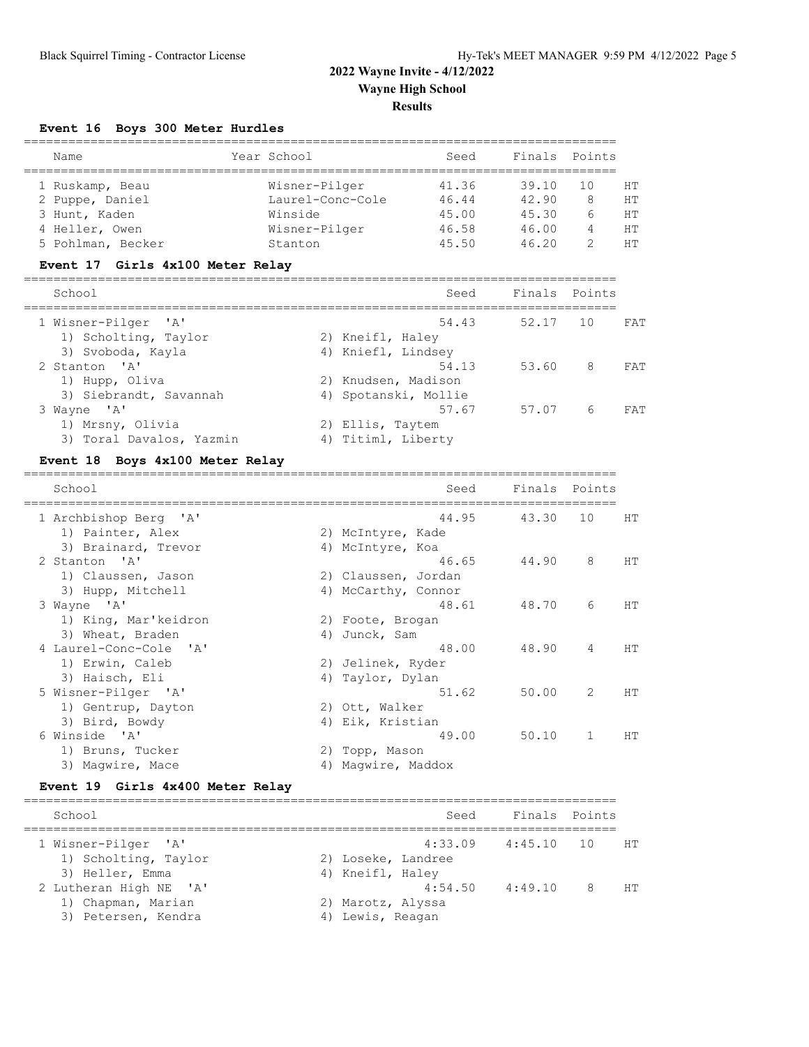# 2022 Wayne Invite - 4/12/2022

## Wayne High School

### Results

**Event 16 Boys 300 Meter Hurdles**

| Name | Year | School | Seed | Finals | Points | |
|---|---|---|---|---|---|---|
| 1 Ruskamp, Beau | | Wisner-Pilger | 41.36 | 39.10 | 10 | HT |
| 2 Puppe, Daniel | | Laurel-Conc-Cole | 46.44 | 42.90 | 8 | HT |
| 3 Hunt, Kaden | | Winside | 45.00 | 45.30 | 6 | HT |
| 4 Heller, Owen | | Wisner-Pilger | 46.58 | 46.00 | 4 | HT |
| 5 Pohlman, Becker | | Stanton | 45.50 | 46.20 | 2 | HT |

**Event 17 Girls 4x100 Meter Relay**

| School | | Seed | Finals | Points | |
|---|---|---|---|---|---|
| 1 Wisner-Pilger 'A' | | 54.43 | 52.17 | 10 | FAT |
| 1) Scholting, Taylor | 2) Kneifl, Haley | | | | |
| 3) Svoboda, Kayla | 4) Kneifl, Lindsey | | | | |
| 2 Stanton 'A' | | 54.13 | 53.60 | 8 | FAT |
| 1) Hupp, Oliva | 2) Knudsen, Madison | | | | |
| 3) Siebrandt, Savannah | 4) Spotanski, Mollie | | | | |
| 3 Wayne 'A' | | 57.67 | 57.07 | 6 | FAT |
| 1) Mrsny, Olivia | 2) Ellis, Taytem | | | | |
| 3) Toral Davalos, Yazmin | 4) Titiml, Liberty | | | | |

**Event 18 Boys 4x100 Meter Relay**

| School | | Seed | Finals | Points | |
|---|---|---|---|---|---|
| 1 Archbishop Berg 'A' | | 44.95 | 43.30 | 10 | HT |
| 1) Painter, Alex | 2) McIntyre, Kade | | | | |
| 3) Brainard, Trevor | 4) McIntyre, Koa | | | | |
| 2 Stanton 'A' | | 46.65 | 44.90 | 8 | HT |
| 1) Claussen, Jason | 2) Claussen, Jordan | | | | |
| 3) Hupp, Mitchell | 4) McCarthy, Connor | | | | |
| 3 Wayne 'A' | | 48.61 | 48.70 | 6 | HT |
| 1) King, Mar'keidron | 2) Foote, Brogan | | | | |
| 3) Wheat, Braden | 4) Junck, Sam | | | | |
| 4 Laurel-Conc-Cole 'A' | | 48.00 | 48.90 | 4 | HT |
| 1) Erwin, Caleb | 2) Jelinek, Ryder | | | | |
| 3) Haisch, Eli | 4) Taylor, Dylan | | | | |
| 5 Wisner-Pilger 'A' | | 51.62 | 50.00 | 2 | HT |
| 1) Gentrup, Dayton | 2) Ott, Walker | | | | |
| 3) Bird, Bowdy | 4) Eik, Kristian | | | | |
| 6 Winside 'A' | | 49.00 | 50.10 | 1 | HT |
| 1) Bruns, Tucker | 2) Topp, Mason | | | | |
| 3) Magwire, Mace | 4) Magwire, Maddox | | | | |

**Event 19 Girls 4x400 Meter Relay**

| School | | Seed | Finals | Points | |
|---|---|---|---|---|---|
| 1 Wisner-Pilger 'A' | | 4:33.09 | 4:45.10 | 10 | HT |
| 1) Scholting, Taylor | 2) Loseke, Landree | | | | |
| 3) Heller, Emma | 4) Kneifl, Haley | | | | |
| 2 Lutheran High NE 'A' | | 4:54.50 | 4:49.10 | 8 | HT |
| 1) Chapman, Marian | 2) Marotz, Alyssa | | | | |
| 3) Petersen, Kendra | 4) Lewis, Reagan | | | | |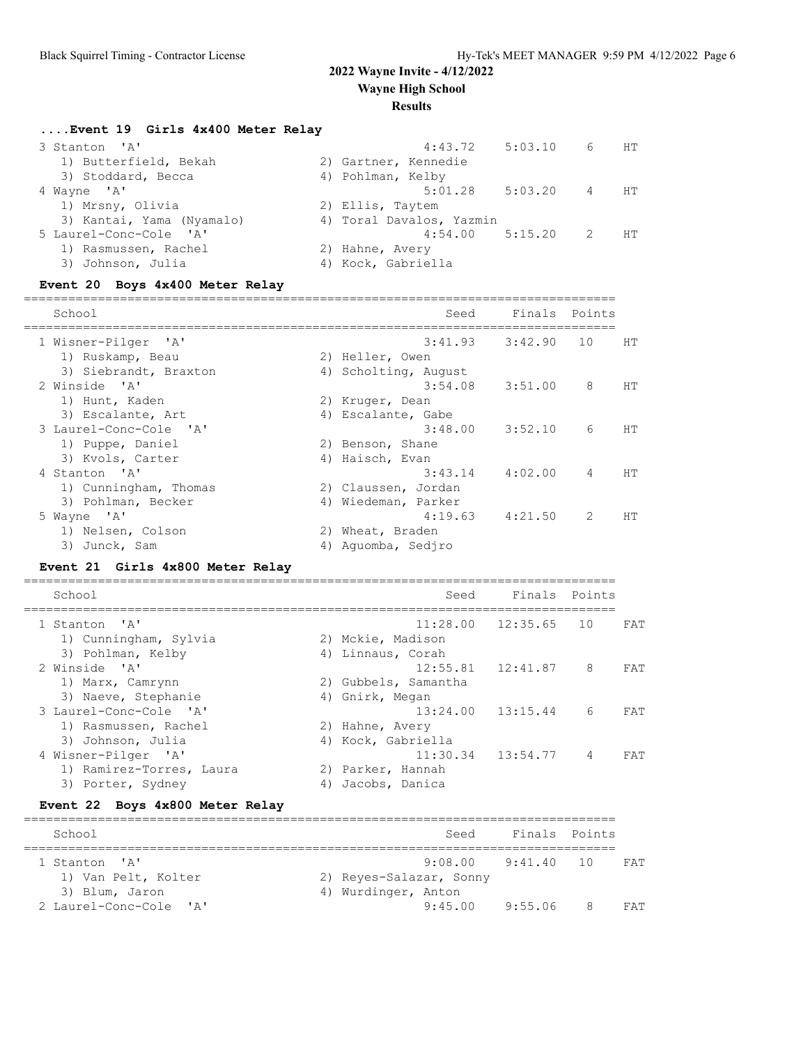## 2022 Wayne Invite - 4/12/2022
### Wayne High School
### Results

#### ....Event 19 Girls 4x400 Meter Relay

| School | Seed | Finals | Points | |
|---|---|---|---|---|
| 3 Stanton 'A' | 4:43.72 | 5:03.10 | 6 | HT |
| 1) Butterfield, Bekah; 2) Gartner, Kennedie; 3) Stoddard, Becca; 4) Pohlman, Kelby | | | | |
| 4 Wayne 'A' | 5:01.28 | 5:03.20 | 4 | HT |
| 1) Mrsny, Olivia; 2) Ellis, Taytem; 3) Kantai, Yama (Nyamalo); 4) Toral Davalos, Yazmin | | | | |
| 5 Laurel-Conc-Cole 'A' | 4:54.00 | 5:15.20 | 2 | HT |
| 1) Rasmussen, Rachel; 2) Hahne, Avery; 3) Johnson, Julia; 4) Kock, Gabriella | | | | |

#### Event 20 Boys 4x400 Meter Relay

| School | Seed | Finals | Points | |
|---|---|---|---|---|
| 1 Wisner-Pilger 'A' | 3:41.93 | 3:42.90 | 10 | HT |
| 1) Ruskamp, Beau; 2) Heller, Owen; 3) Siebrandt, Braxton; 4) Scholting, August | | | | |
| 2 Winside 'A' | 3:54.08 | 3:51.00 | 8 | HT |
| 1) Hunt, Kaden; 2) Kruger, Dean; 3) Escalante, Art; 4) Escalante, Gabe | | | | |
| 3 Laurel-Conc-Cole 'A' | 3:48.00 | 3:52.10 | 6 | HT |
| 1) Puppe, Daniel; 2) Benson, Shane; 3) Kvols, Carter; 4) Haisch, Evan | | | | |
| 4 Stanton 'A' | 3:43.14 | 4:02.00 | 4 | HT |
| 1) Cunningham, Thomas; 2) Claussen, Jordan; 3) Pohlman, Becker; 4) Wiedeman, Parker | | | | |
| 5 Wayne 'A' | 4:19.63 | 4:21.50 | 2 | HT |
| 1) Nelsen, Colson; 2) Wheat, Braden; 3) Junck, Sam; 4) Aguomba, Sedjro | | | | |

#### Event 21 Girls 4x800 Meter Relay

| School | Seed | Finals | Points | |
|---|---|---|---|---|
| 1 Stanton 'A' | 11:28.00 | 12:35.65 | 10 | FAT |
| 1) Cunningham, Sylvia; 2) Mckie, Madison; 3) Pohlman, Kelby; 4) Linnaus, Corah | | | | |
| 2 Winside 'A' | 12:55.81 | 12:41.87 | 8 | FAT |
| 1) Marx, Camrynn; 2) Gubbels, Samantha; 3) Naeve, Stephanie; 4) Gnirk, Megan | | | | |
| 3 Laurel-Conc-Cole 'A' | 13:24.00 | 13:15.44 | 6 | FAT |
| 1) Rasmussen, Rachel; 2) Hahne, Avery; 3) Johnson, Julia; 4) Kock, Gabriella | | | | |
| 4 Wisner-Pilger 'A' | 11:30.34 | 13:54.77 | 4 | FAT |
| 1) Ramirez-Torres, Laura; 2) Parker, Hannah; 3) Porter, Sydney; 4) Jacobs, Danica | | | | |

#### Event 22 Boys 4x800 Meter Relay

| School | Seed | Finals | Points | |
|---|---|---|---|---|
| 1 Stanton 'A' | 9:08.00 | 9:41.40 | 10 | FAT |
| 1) Van Pelt, Kolter; 2) Reyes-Salazar, Sonny; 3) Blum, Jaron; 4) Wurdinger, Anton | | | | |
| 2 Laurel-Conc-Cole 'A' | 9:45.00 | 9:55.06 | 8 | FAT |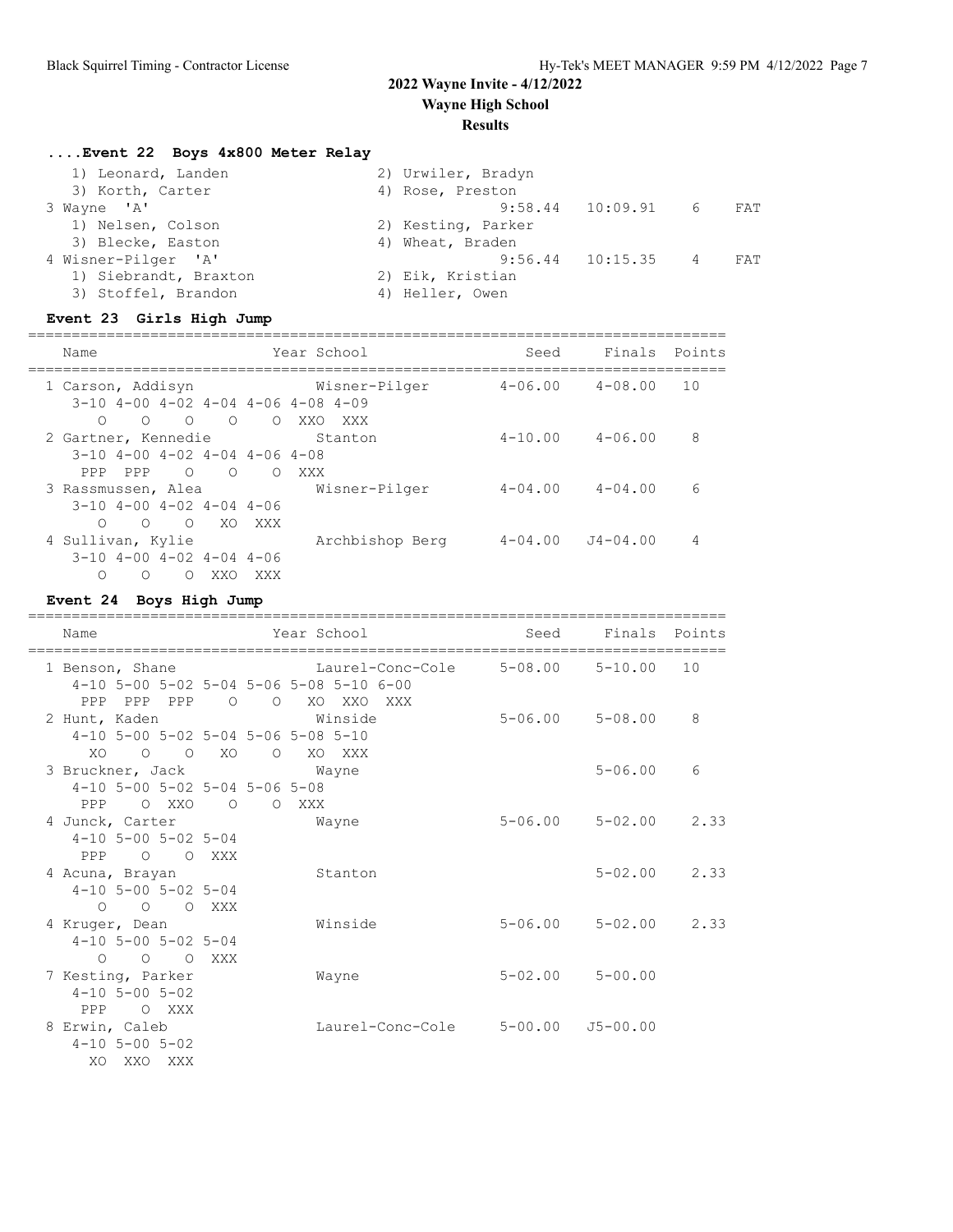## 2022 Wayne Invite - 4/12/2022
## Wayne High School
## Results

### ....Event 22 Boys 4x800 Meter Relay

```
   1) Leonard, Landen                 2) Urwiler, Bradyn
   3) Korth, Carter                   4) Rose, Preston
3 Wayne  'A'                                 9:58.44   10:09.91    6    FAT
   1) Nelsen, Colson                  2) Kesting, Parker
   3) Blecke, Easton                  4) Wheat, Braden
4 Wisner-Pilger  'A'                         9:56.44   10:15.35    4    FAT
   1) Siebrandt, Braxton              2) Eik, Kristian
   3) Stoffel, Brandon                4) Heller, Owen
```

### Event 23 Girls High Jump

```
================================================================================
    Name                    Year School                 Seed     Finals  Points
================================================================================
  1 Carson, Addisyn              Wisner-Pilger        4-06.00    4-08.00   10
     3-10 4-00 4-02 4-04 4-06 4-08 4-09
        O    O    O    O    O  XXO  XXX
  2 Gartner, Kennedie            Stanton              4-10.00    4-06.00    8
     3-10 4-00 4-02 4-04 4-06 4-08
      PPP  PPP    O    O    O  XXX
  3 Rassmussen, Alea             Wisner-Pilger        4-04.00    4-04.00    6
     3-10 4-00 4-02 4-04 4-06
        O    O    O   XO  XXX
  4 Sullivan, Kylie              Archbishop Berg      4-04.00   J4-04.00    4
     3-10 4-00 4-02 4-04 4-06
        O    O    O  XXO  XXX
```

### Event 24 Boys High Jump

```
================================================================================
    Name                    Year School                 Seed     Finals  Points
================================================================================
  1 Benson, Shane                Laurel-Conc-Cole     5-08.00    5-10.00   10
     4-10 5-00 5-02 5-04 5-06 5-08 5-10 6-00
      PPP  PPP  PPP    O    O   XO  XXO  XXX
  2 Hunt, Kaden                  Winside              5-06.00    5-08.00    8
     4-10 5-00 5-02 5-04 5-06 5-08 5-10
       XO    O    O   XO    O   XO  XXX
  3 Bruckner, Jack               Wayne                           5-06.00    6
     4-10 5-00 5-02 5-04 5-06 5-08
      PPP    O  XXO    O    O  XXX
  4 Junck, Carter                Wayne                5-06.00    5-02.00    2.33
     4-10 5-00 5-02 5-04
      PPP    O    O  XXX
  4 Acuna, Brayan                Stanton                         5-02.00    2.33
     4-10 5-00 5-02 5-04
        O    O    O  XXX
  4 Kruger, Dean                 Winside              5-06.00    5-02.00    2.33
     4-10 5-00 5-02 5-04
        O    O    O  XXX
  7 Kesting, Parker              Wayne                5-02.00    5-00.00
     4-10 5-00 5-02
      PPP    O  XXX
  8 Erwin, Caleb                 Laurel-Conc-Cole     5-00.00   J5-00.00
     4-10 5-00 5-02
       XO  XXO  XXX
```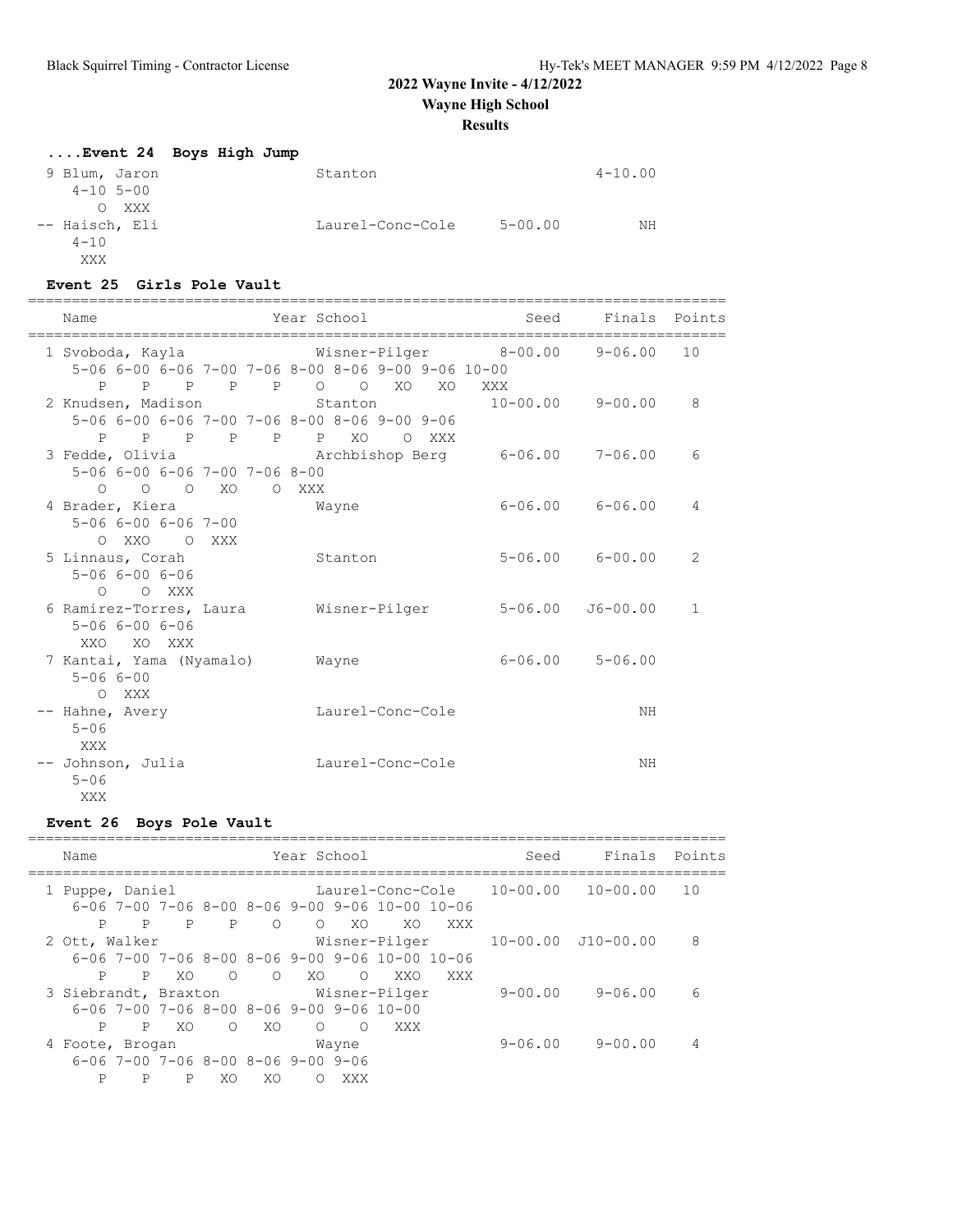# 2022 Wayne Invite - 4/12/2022

## Wayne High School

### Results

#### ....Event 24 Boys High Jump

```
  9 Blum, Jaron                  Stanton                          4-10.00
     4-10 5-00
        O  XXX
 -- Haisch, Eli                  Laurel-Conc-Cole     5-00.00          NH
     4-10
      XXX
```

#### Event 25 Girls Pole Vault

```
================================================================================
    Name                    Year School                  Seed     Finals  Points
================================================================================
  1 Svoboda, Kayla               Wisner-Pilger        8-00.00    9-06.00   10
     5-06 6-00 6-06 7-00 7-06 8-00 8-06 9-00 9-06 10-00
        P    P    P    P    P    O    O   XO   XO   XXX
  2 Knudsen, Madison             Stanton             10-00.00    9-00.00    8
     5-06 6-00 6-06 7-00 7-06 8-00 8-06 9-00 9-06
        P    P    P    P    P    P   XO    O  XXX
  3 Fedde, Olivia                Archbishop Berg      6-06.00    7-06.00    6
     5-06 6-00 6-06 7-00 7-06 8-00
        O    O    O   XO    O  XXX
  4 Brader, Kiera                Wayne                6-06.00    6-06.00    4
     5-06 6-00 6-06 7-00
        O  XXO    O  XXX
  5 Linnaus, Corah               Stanton              5-06.00    6-00.00    2
     5-06 6-00 6-06
        O    O  XXX
  6 Ramirez-Torres, Laura        Wisner-Pilger        5-06.00   J6-00.00    1
     5-06 6-00 6-06
      XXO   XO  XXX
  7 Kantai, Yama (Nyamalo)       Wayne                6-06.00    5-06.00
     5-06 6-00
        O  XXX
 -- Hahne, Avery                 Laurel-Conc-Cole                     NH
     5-06
      XXX
 -- Johnson, Julia               Laurel-Conc-Cole                     NH
     5-06
      XXX
```

#### Event 26 Boys Pole Vault

```
================================================================================
    Name                    Year School                  Seed     Finals  Points
================================================================================
  1 Puppe, Daniel                Laurel-Conc-Cole    10-00.00   10-00.00   10
     6-06 7-00 7-06 8-00 8-06 9-00 9-06 10-00 10-06
        P    P    P    P    O    O   XO    XO   XXX
  2 Ott, Walker                  Wisner-Pilger       10-00.00  J10-00.00    8
     6-06 7-00 7-06 8-00 8-06 9-00 9-06 10-00 10-06
        P    P   XO    O    O   XO    O   XXO   XXX
  3 Siebrandt, Braxton           Wisner-Pilger        9-00.00    9-06.00    6
     6-06 7-00 7-06 8-00 8-06 9-00 9-06 10-00
        P    P   XO    O   XO    O    O   XXX
  4 Foote, Brogan                Wayne                9-06.00    9-00.00    4
     6-06 7-00 7-06 8-00 8-06 9-00 9-06
        P    P    P   XO   XO    O  XXX
```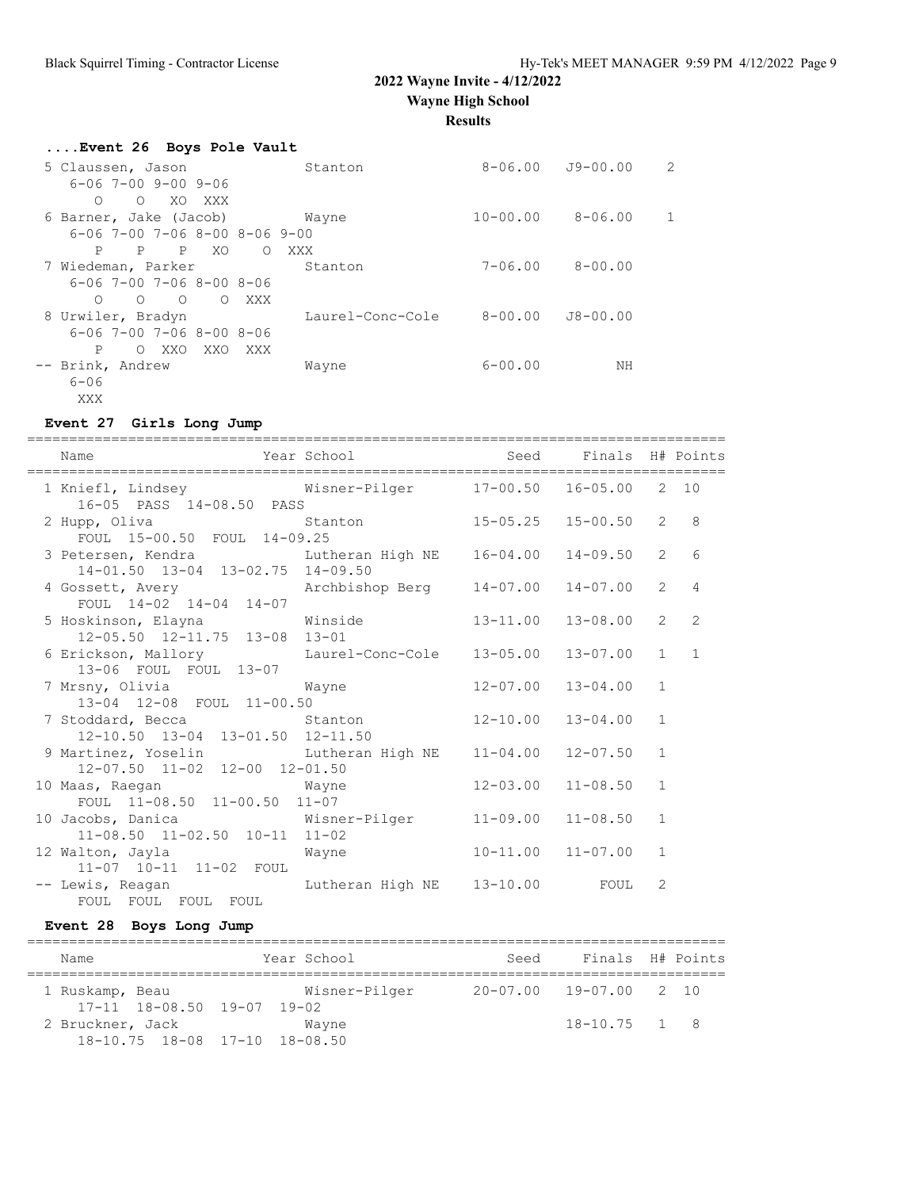# 2022 Wayne Invite - 4/12/2022

## Wayne High School

### Results

#### ....Event 26 Boys Pole Vault

| Place | Name | Year | School | Seed | Finals | Points |
|---|---|---|---|---|---|---|
| 5 | Claussen, Jason | | Stanton | 8-06.00 | J9-00.00 | 2 |
| | 6-06 7-00 9-00 9-06 / O O XO XXX | | | | | |
| 6 | Barner, Jake (Jacob) | | Wayne | 10-00.00 | 8-06.00 | 1 |
| | 6-06 7-00 7-06 8-00 8-06 9-00 / P P P XO O XXX | | | | | |
| 7 | Wiedeman, Parker | | Stanton | 7-06.00 | 8-00.00 | |
| | 6-06 7-00 7-06 8-00 8-06 / O O O O XXX | | | | | |
| 8 | Urwiler, Bradyn | | Laurel-Conc-Cole | 8-00.00 | J8-00.00 | |
| | 6-06 7-00 7-06 8-00 8-06 / P O XXO XXO XXX | | | | | |
| -- | Brink, Andrew | | Wayne | 6-00.00 | NH | |
| | 6-06 / XXX | | | | | |

#### Event 27 Girls Long Jump

| Place | Name | Year | School | Seed | Finals | H# | Points |
|---|---|---|---|---|---|---|---|
| 1 | Kniefl, Lindsey | | Wisner-Pilger | 17-00.50 | 16-05.00 | 2 | 10 |
| | 16-05 PASS 14-08.50 PASS | | | | | | |
| 2 | Hupp, Oliva | | Stanton | 15-05.25 | 15-00.50 | 2 | 8 |
| | FOUL 15-00.50 FOUL 14-09.25 | | | | | | |
| 3 | Petersen, Kendra | | Lutheran High NE | 16-04.00 | 14-09.50 | 2 | 6 |
| | 14-01.50 13-04 13-02.75 14-09.50 | | | | | | |
| 4 | Gossett, Avery | | Archbishop Berg | 14-07.00 | 14-07.00 | 2 | 4 |
| | FOUL 14-02 14-04 14-07 | | | | | | |
| 5 | Hoskinson, Elayna | | Winside | 13-11.00 | 13-08.00 | 2 | 2 |
| | 12-05.50 12-11.75 13-08 13-01 | | | | | | |
| 6 | Erickson, Mallory | | Laurel-Conc-Cole | 13-05.00 | 13-07.00 | 1 | 1 |
| | 13-06 FOUL FOUL 13-07 | | | | | | |
| 7 | Mrsny, Olivia | | Wayne | 12-07.00 | 13-04.00 | 1 | |
| | 13-04 12-08 FOUL 11-00.50 | | | | | | |
| 7 | Stoddard, Becca | | Stanton | 12-10.00 | 13-04.00 | 1 | |
| | 12-10.50 13-04 13-01.50 12-11.50 | | | | | | |
| 9 | Martinez, Yoselin | | Lutheran High NE | 11-04.00 | 12-07.50 | 1 | |
| | 12-07.50 11-02 12-00 12-01.50 | | | | | | |
| 10 | Maas, Raegan | | Wayne | 12-03.00 | 11-08.50 | 1 | |
| | FOUL 11-08.50 11-00.50 11-07 | | | | | | |
| 10 | Jacobs, Danica | | Wisner-Pilger | 11-09.00 | 11-08.50 | 1 | |
| | 11-08.50 11-02.50 10-11 11-02 | | | | | | |
| 12 | Walton, Jayla | | Wayne | 10-11.00 | 11-07.00 | 1 | |
| | 11-07 10-11 11-02 FOUL | | | | | | |
| -- | Lewis, Reagan | | Lutheran High NE | 13-10.00 | FOUL | 2 | |
| | FOUL FOUL FOUL FOUL | | | | | | |

#### Event 28 Boys Long Jump

| Place | Name | Year | School | Seed | Finals | H# | Points |
|---|---|---|---|---|---|---|---|
| 1 | Ruskamp, Beau | | Wisner-Pilger | 20-07.00 | 19-07.00 | 2 | 10 |
| | 17-11 18-08.50 19-07 19-02 | | | | | | |
| 2 | Bruckner, Jack | | Wayne | | 18-10.75 | 1 | 8 |
| | 18-10.75 18-08 17-10 18-08.50 | | | | | | |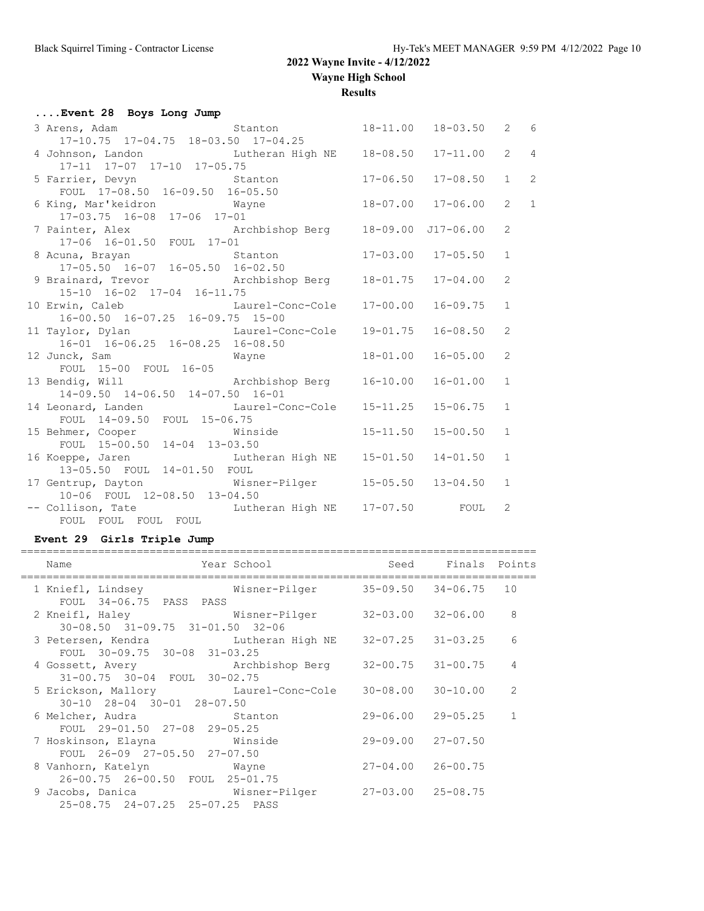## 2022 Wayne Invite - 4/12/2022

**Wayne High School**

**Results**

### ....Event 28 Boys Long Jump

| Place | Name | School | Seed | Finals | Flight | Points |
|---|---|---|---|---|---|---|
| 3 | Arens, Adam | Stanton | 18-11.00 | 18-03.50 | 2 | 6 |
| | 17-10.75 17-04.75 18-03.50 17-04.25 | | | | | |
| 4 | Johnson, Landon | Lutheran High NE | 18-08.50 | 17-11.00 | 2 | 4 |
| | 17-11 17-07 17-10 17-05.75 | | | | | |
| 5 | Farrier, Devyn | Stanton | 17-06.50 | 17-08.50 | 1 | 2 |
| | FOUL 17-08.50 16-09.50 16-05.50 | | | | | |
| 6 | King, Mar'keidron | Wayne | 18-07.00 | 17-06.00 | 2 | 1 |
| | 17-03.75 16-08 17-06 17-01 | | | | | |
| 7 | Painter, Alex | Archbishop Berg | 18-09.00 | J17-06.00 | 2 | |
| | 17-06 16-01.50 FOUL 17-01 | | | | | |
| 8 | Acuna, Brayan | Stanton | 17-03.00 | 17-05.50 | 1 | |
| | 17-05.50 16-07 16-05.50 16-02.50 | | | | | |
| 9 | Brainard, Trevor | Archbishop Berg | 18-01.75 | 17-04.00 | 2 | |
| | 15-10 16-02 17-04 16-11.75 | | | | | |
| 10 | Erwin, Caleb | Laurel-Conc-Cole | 17-00.00 | 16-09.75 | 1 | |
| | 16-00.50 16-07.25 16-09.75 15-00 | | | | | |
| 11 | Taylor, Dylan | Laurel-Conc-Cole | 19-01.75 | 16-08.50 | 2 | |
| | 16-01 16-06.25 16-08.25 16-08.50 | | | | | |
| 12 | Junck, Sam | Wayne | 18-01.00 | 16-05.00 | 2 | |
| | FOUL 15-00 FOUL 16-05 | | | | | |
| 13 | Bendig, Will | Archbishop Berg | 16-10.00 | 16-01.00 | 1 | |
| | 14-09.50 14-06.50 14-07.50 16-01 | | | | | |
| 14 | Leonard, Landen | Laurel-Conc-Cole | 15-11.25 | 15-06.75 | 1 | |
| | FOUL 14-09.50 FOUL 15-06.75 | | | | | |
| 15 | Behmer, Cooper | Winside | 15-11.50 | 15-00.50 | 1 | |
| | FOUL 15-00.50 14-04 13-03.50 | | | | | |
| 16 | Koeppe, Jaren | Lutheran High NE | 15-01.50 | 14-01.50 | 1 | |
| | 13-05.50 FOUL 14-01.50 FOUL | | | | | |
| 17 | Gentrup, Dayton | Wisner-Pilger | 15-05.50 | 13-04.50 | 1 | |
| | 10-06 FOUL 12-08.50 13-04.50 | | | | | |
| -- | Collison, Tate | Lutheran High NE | 17-07.50 | FOUL | 2 | |
| | FOUL FOUL FOUL FOUL | | | | | |

### Event 29 Girls Triple Jump

| Place | Name | Year School | Seed | Finals | Points |
|---|---|---|---|---|---|
| 1 | Kniefl, Lindsey | Wisner-Pilger | 35-09.50 | 34-06.75 | 10 |
| | FOUL 34-06.75 PASS PASS | | | | |
| 2 | Kneifl, Haley | Wisner-Pilger | 32-03.00 | 32-06.00 | 8 |
| | 30-08.50 31-09.75 31-01.50 32-06 | | | | |
| 3 | Petersen, Kendra | Lutheran High NE | 32-07.25 | 31-03.25 | 6 |
| | FOUL 30-09.75 30-08 31-03.25 | | | | |
| 4 | Gossett, Avery | Archbishop Berg | 32-00.75 | 31-00.75 | 4 |
| | 31-00.75 30-04 FOUL 30-02.75 | | | | |
| 5 | Erickson, Mallory | Laurel-Conc-Cole | 30-08.00 | 30-10.00 | 2 |
| | 30-10 28-04 30-01 28-07.50 | | | | |
| 6 | Melcher, Audra | Stanton | 29-06.00 | 29-05.25 | 1 |
| | FOUL 29-01.50 27-08 29-05.25 | | | | |
| 7 | Hoskinson, Elayna | Winside | 29-09.00 | 27-07.50 | |
| | FOUL 26-09 27-05.50 27-07.50 | | | | |
| 8 | Vanhorn, Katelyn | Wayne | 27-04.00 | 26-00.75 | |
| | 26-00.75 26-00.50 FOUL 25-01.75 | | | | |
| 9 | Jacobs, Danica | Wisner-Pilger | 27-03.00 | 25-08.75 | |
| | 25-08.75 24-07.25 25-07.25 PASS | | | | |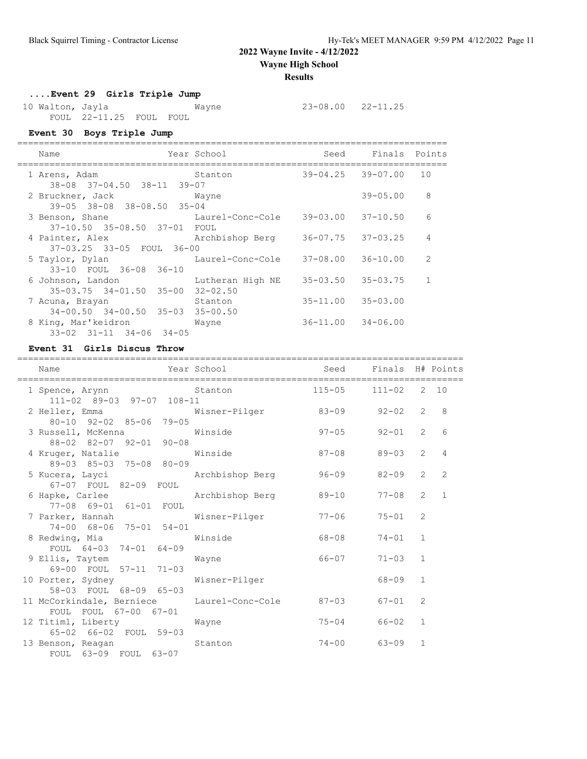# 2022 Wayne Invite - 4/12/2022

**Wayne High School**

**Results**

### ....Event 29 Girls Triple Jump

| Name | Year School | Seed | Finals | Points |
|---|---|---|---|---|
| 10 Walton, Jayla | Wayne | 23-08.00 | 22-11.25 | |
| FOUL 22-11.25 FOUL FOUL | | | | |

### Event 30 Boys Triple Jump

| Name | Year School | Seed | Finals | Points |
|---|---|---|---|---|
| 1 Arens, Adam | Stanton | 39-04.25 | 39-07.00 | 10 |
| 38-08 37-04.50 38-11 39-07 | | | | |
| 2 Bruckner, Jack | Wayne | | 39-05.00 | 8 |
| 39-05 38-08 38-08.50 35-04 | | | | |
| 3 Benson, Shane | Laurel-Conc-Cole | 39-03.00 | 37-10.50 | 6 |
| 37-10.50 35-08.50 37-01 FOUL | | | | |
| 4 Painter, Alex | Archbishop Berg | 36-07.75 | 37-03.25 | 4 |
| 37-03.25 33-05 FOUL 36-00 | | | | |
| 5 Taylor, Dylan | Laurel-Conc-Cole | 37-08.00 | 36-10.00 | 2 |
| 33-10 FOUL 36-08 36-10 | | | | |
| 6 Johnson, Landon | Lutheran High NE | 35-03.50 | 35-03.75 | 1 |
| 35-03.75 34-01.50 35-00 32-02.50 | | | | |
| 7 Acuna, Brayan | Stanton | 35-11.00 | 35-03.00 | |
| 34-00.50 34-00.50 35-03 35-00.50 | | | | |
| 8 King, Mar'keidron | Wayne | 36-11.00 | 34-06.00 | |
| 33-02 31-11 34-06 34-05 | | | | |

### Event 31 Girls Discus Throw

| Name | Year School | Seed | Finals | H# | Points |
|---|---|---|---|---|---|
| 1 Spence, Arynn | Stanton | 115-05 | 111-02 | 2 | 10 |
| 111-02 89-03 97-07 108-11 | | | | | |
| 2 Heller, Emma | Wisner-Pilger | 83-09 | 92-02 | 2 | 8 |
| 80-10 92-02 85-06 79-05 | | | | | |
| 3 Russell, McKenna | Winside | 97-05 | 92-01 | 2 | 6 |
| 88-02 82-07 92-01 90-08 | | | | | |
| 4 Kruger, Natalie | Winside | 87-08 | 89-03 | 2 | 4 |
| 89-03 85-03 75-08 80-09 | | | | | |
| 5 Kucera, Layci | Archbishop Berg | 96-09 | 82-09 | 2 | 2 |
| 67-07 FOUL 82-09 FOUL | | | | | |
| 6 Hapke, Carlee | Archbishop Berg | 89-10 | 77-08 | 2 | 1 |
| 77-08 69-01 61-01 FOUL | | | | | |
| 7 Parker, Hannah | Wisner-Pilger | 77-06 | 75-01 | 2 | |
| 74-00 68-06 75-01 54-01 | | | | | |
| 8 Redwing, Mia | Winside | 68-08 | 74-01 | 1 | |
| FOUL 64-03 74-01 64-09 | | | | | |
| 9 Ellis, Taytem | Wayne | 66-07 | 71-03 | 1 | |
| 69-00 FOUL 57-11 71-03 | | | | | |
| 10 Porter, Sydney | Wisner-Pilger | | 68-09 | 1 | |
| 58-03 FOUL 68-09 65-03 | | | | | |
| 11 McCorkindale, Berniece | Laurel-Conc-Cole | 87-03 | 67-01 | 2 | |
| FOUL FOUL 67-00 67-01 | | | | | |
| 12 Titiml, Liberty | Wayne | 75-04 | 66-02 | 1 | |
| 65-02 66-02 FOUL 59-03 | | | | | |
| 13 Benson, Reagan | Stanton | 74-00 | 63-09 | 1 | |
| FOUL 63-09 FOUL 63-07 | | | | | |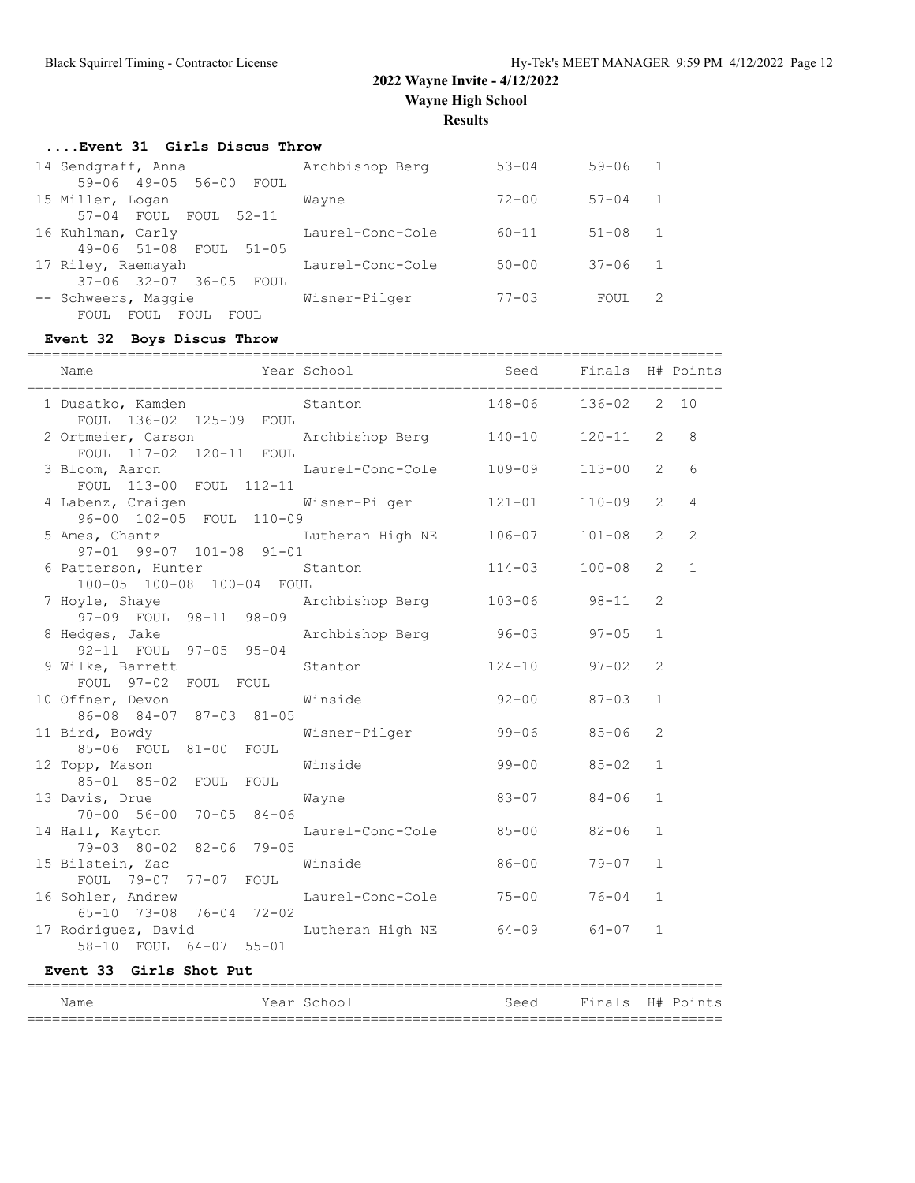# 2022 Wayne Invite - 4/12/2022

**Wayne High School**

**Results**

### ....Event 31 Girls Discus Throw

| Name | Year | School | Seed | Finals | H# | Points |
|---|---|---|---|---|---|---|
| 14 Sendgraff, Anna | | Archbishop Berg | 53-04 | 59-06 | 1 | |
| 59-06 49-05 56-00 FOUL | | | | | | |
| 15 Miller, Logan | | Wayne | 72-00 | 57-04 | 1 | |
| 57-04 FOUL FOUL 52-11 | | | | | | |
| 16 Kuhlman, Carly | | Laurel-Conc-Cole | 60-11 | 51-08 | 1 | |
| 49-06 51-08 FOUL 51-05 | | | | | | |
| 17 Riley, Raemayah | | Laurel-Conc-Cole | 50-00 | 37-06 | 1 | |
| 37-06 32-07 36-05 FOUL | | | | | | |
| -- Schweers, Maggie | | Wisner-Pilger | 77-03 | FOUL | 2 | |
| FOUL FOUL FOUL FOUL | | | | | | |

### Event 32 Boys Discus Throw

| Name | Year | School | Seed | Finals | H# | Points |
|---|---|---|---|---|---|---|
| 1 Dusatko, Kamden | | Stanton | 148-06 | 136-02 | 2 | 10 |
| FOUL 136-02 125-09 FOUL | | | | | | |
| 2 Ortmeier, Carson | | Archbishop Berg | 140-10 | 120-11 | 2 | 8 |
| FOUL 117-02 120-11 FOUL | | | | | | |
| 3 Bloom, Aaron | | Laurel-Conc-Cole | 109-09 | 113-00 | 2 | 6 |
| FOUL 113-00 FOUL 112-11 | | | | | | |
| 4 Labenz, Craigen | | Wisner-Pilger | 121-01 | 110-09 | 2 | 4 |
| 96-00 102-05 FOUL 110-09 | | | | | | |
| 5 Ames, Chantz | | Lutheran High NE | 106-07 | 101-08 | 2 | 2 |
| 97-01 99-07 101-08 91-01 | | | | | | |
| 6 Patterson, Hunter | | Stanton | 114-03 | 100-08 | 2 | 1 |
| 100-05 100-08 100-04 FOUL | | | | | | |
| 7 Hoyle, Shaye | | Archbishop Berg | 103-06 | 98-11 | 2 | |
| 97-09 FOUL 98-11 98-09 | | | | | | |
| 8 Hedges, Jake | | Archbishop Berg | 96-03 | 97-05 | 1 | |
| 92-11 FOUL 97-05 95-04 | | | | | | |
| 9 Wilke, Barrett | | Stanton | 124-10 | 97-02 | 2 | |
| FOUL 97-02 FOUL FOUL | | | | | | |
| 10 Offner, Devon | | Winside | 92-00 | 87-03 | 1 | |
| 86-08 84-07 87-03 81-05 | | | | | | |
| 11 Bird, Bowdy | | Wisner-Pilger | 99-06 | 85-06 | 2 | |
| 85-06 FOUL 81-00 FOUL | | | | | | |
| 12 Topp, Mason | | Winside | 99-00 | 85-02 | 1 | |
| 85-01 85-02 FOUL FOUL | | | | | | |
| 13 Davis, Drue | | Wayne | 83-07 | 84-06 | 1 | |
| 70-00 56-00 70-05 84-06 | | | | | | |
| 14 Hall, Kayton | | Laurel-Conc-Cole | 85-00 | 82-06 | 1 | |
| 79-03 80-02 82-06 79-05 | | | | | | |
| 15 Bilstein, Zac | | Winside | 86-00 | 79-07 | 1 | |
| FOUL 79-07 77-07 FOUL | | | | | | |
| 16 Sohler, Andrew | | Laurel-Conc-Cole | 75-00 | 76-04 | 1 | |
| 65-10 73-08 76-04 72-02 | | | | | | |
| 17 Rodriguez, David | | Lutheran High NE | 64-09 | 64-07 | 1 | |
| 58-10 FOUL 64-07 55-01 | | | | | | |

### Event 33 Girls Shot Put

| Name | Year | School | Seed | Finals | H# | Points |
|---|---|---|---|---|---|---|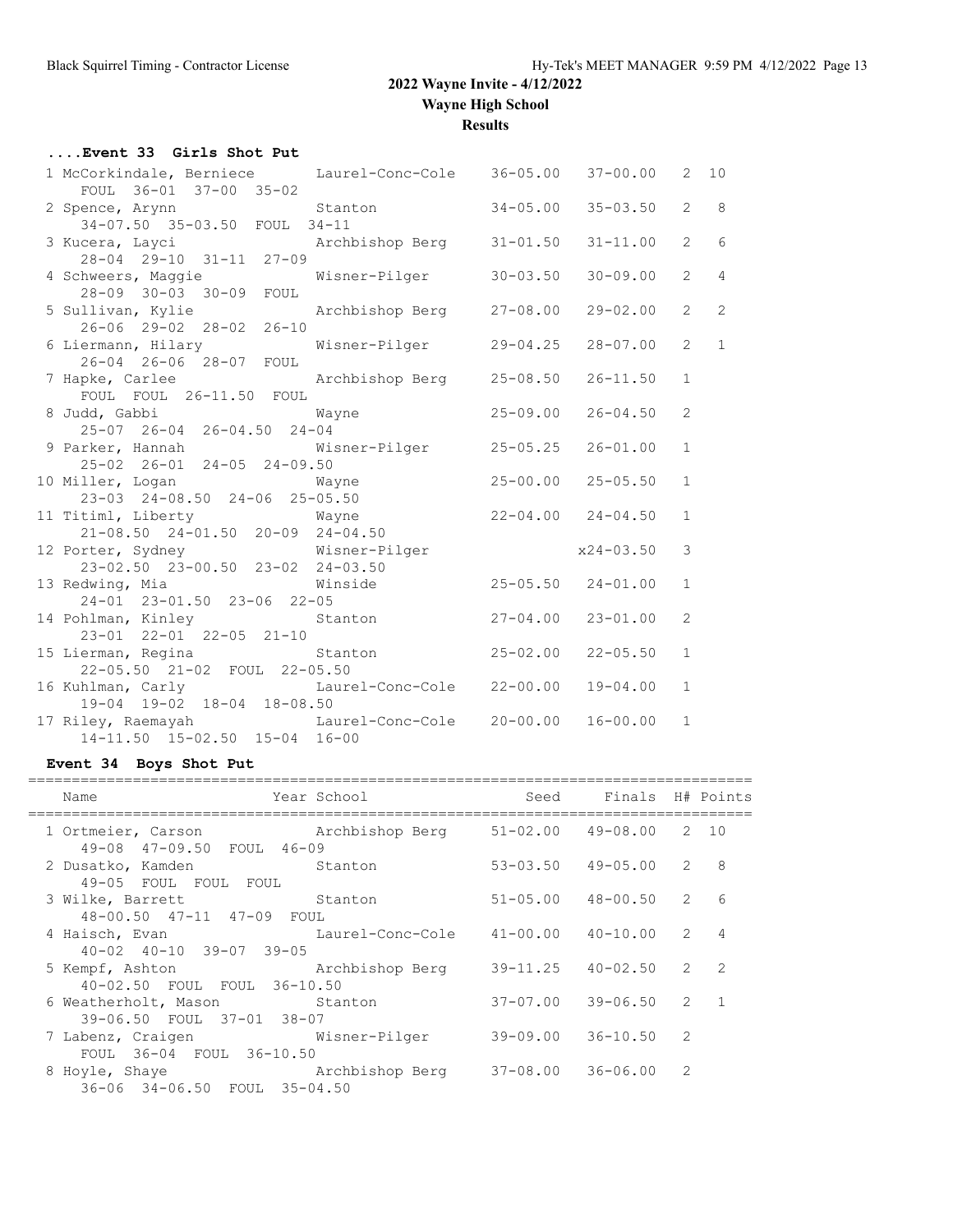# 2022 Wayne Invite - 4/12/2022

## Wayne High School

### Results

#### ....Event 33 Girls Shot Put

| Place | Name | School | Seed | Finals | H# | Points |
|---|---|---|---|---|---|---|
| 1 | McCorkindale, Berniece | Laurel-Conc-Cole | 36-05.00 | 37-00.00 | 2 | 10 |
| | FOUL 36-01 37-00 35-02 | | | | | |
| 2 | Spence, Arynn | Stanton | 34-05.00 | 35-03.50 | 2 | 8 |
| | 34-07.50 35-03.50 FOUL 34-11 | | | | | |
| 3 | Kucera, Layci | Archbishop Berg | 31-01.50 | 31-11.00 | 2 | 6 |
| | 28-04 29-10 31-11 27-09 | | | | | |
| 4 | Schweers, Maggie | Wisner-Pilger | 30-03.50 | 30-09.00 | 2 | 4 |
| | 28-09 30-03 30-09 FOUL | | | | | |
| 5 | Sullivan, Kylie | Archbishop Berg | 27-08.00 | 29-02.00 | 2 | 2 |
| | 26-06 29-02 28-02 26-10 | | | | | |
| 6 | Liermann, Hilary | Wisner-Pilger | 29-04.25 | 28-07.00 | 2 | 1 |
| | 26-04 26-06 28-07 FOUL | | | | | |
| 7 | Hapke, Carlee | Archbishop Berg | 25-08.50 | 26-11.50 | 1 | |
| | FOUL FOUL 26-11.50 FOUL | | | | | |
| 8 | Judd, Gabbi | Wayne | 25-09.00 | 26-04.50 | 2 | |
| | 25-07 26-04 26-04.50 24-04 | | | | | |
| 9 | Parker, Hannah | Wisner-Pilger | 25-05.25 | 26-01.00 | 1 | |
| | 25-02 26-01 24-05 24-09.50 | | | | | |
| 10 | Miller, Logan | Wayne | 25-00.00 | 25-05.50 | 1 | |
| | 23-03 24-08.50 24-06 25-05.50 | | | | | |
| 11 | Titiml, Liberty | Wayne | 22-04.00 | 24-04.50 | 1 | |
| | 21-08.50 24-01.50 20-09 24-04.50 | | | | | |
| 12 | Porter, Sydney | Wisner-Pilger | | x24-03.50 | 3 | |
| | 23-02.50 23-00.50 23-02 24-03.50 | | | | | |
| 13 | Redwing, Mia | Winside | 25-05.50 | 24-01.00 | 1 | |
| | 24-01 23-01.50 23-06 22-05 | | | | | |
| 14 | Pohlman, Kinley | Stanton | 27-04.00 | 23-01.00 | 2 | |
| | 23-01 22-01 22-05 21-10 | | | | | |
| 15 | Lierman, Regina | Stanton | 25-02.00 | 22-05.50 | 1 | |
| | 22-05.50 21-02 FOUL 22-05.50 | | | | | |
| 16 | Kuhlman, Carly | Laurel-Conc-Cole | 22-00.00 | 19-04.00 | 1 | |
| | 19-04 19-02 18-04 18-08.50 | | | | | |
| 17 | Riley, Raemayah | Laurel-Conc-Cole | 20-00.00 | 16-00.00 | 1 | |
| | 14-11.50 15-02.50 15-04 16-00 | | | | | |

#### Event 34 Boys Shot Put

| Place | Name | Year School | Seed | Finals | H# | Points |
|---|---|---|---|---|---|---|
| 1 | Ortmeier, Carson | Archbishop Berg | 51-02.00 | 49-08.00 | 2 | 10 |
| | 49-08 47-09.50 FOUL 46-09 | | | | | |
| 2 | Dusatko, Kamden | Stanton | 53-03.50 | 49-05.00 | 2 | 8 |
| | 49-05 FOUL FOUL FOUL | | | | | |
| 3 | Wilke, Barrett | Stanton | 51-05.00 | 48-00.50 | 2 | 6 |
| | 48-00.50 47-11 47-09 FOUL | | | | | |
| 4 | Haisch, Evan | Laurel-Conc-Cole | 41-00.00 | 40-10.00 | 2 | 4 |
| | 40-02 40-10 39-07 39-05 | | | | | |
| 5 | Kempf, Ashton | Archbishop Berg | 39-11.25 | 40-02.50 | 2 | 2 |
| | 40-02.50 FOUL FOUL 36-10.50 | | | | | |
| 6 | Weatherholt, Mason | Stanton | 37-07.00 | 39-06.50 | 2 | 1 |
| | 39-06.50 FOUL 37-01 38-07 | | | | | |
| 7 | Labenz, Craigen | Wisner-Pilger | 39-09.00 | 36-10.50 | 2 | |
| | FOUL 36-04 FOUL 36-10.50 | | | | | |
| 8 | Hoyle, Shaye | Archbishop Berg | 37-08.00 | 36-06.00 | 2 | |
| | 36-06 34-06.50 FOUL 35-04.50 | | | | | |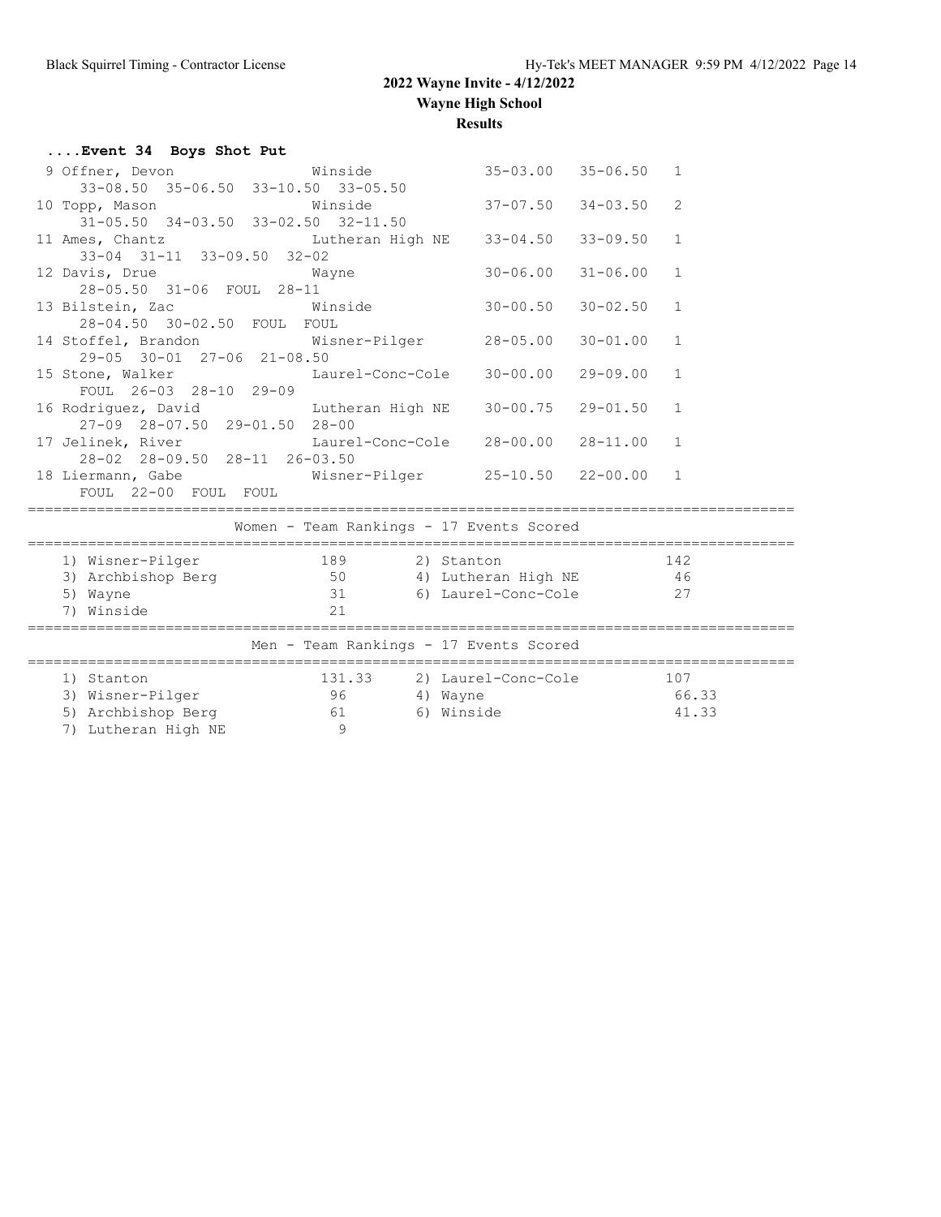## 2022 Wayne Invite - 4/12/2022
## Wayne High School
## Results

### ....Event 34 Boys Shot Put

| Place | Name | School | Seed | Finals | Points |
|---|---|---|---|---|---|
| 9 | Offner, Devon | Winside | 35-03.00 | 35-06.50 | 1 |
| | 33-08.50 35-06.50 33-10.50 33-05.50 | | | | |
| 10 | Topp, Mason | Winside | 37-07.50 | 34-03.50 | 2 |
| | 31-05.50 34-03.50 33-02.50 32-11.50 | | | | |
| 11 | Ames, Chantz | Lutheran High NE | 33-04.50 | 33-09.50 | 1 |
| | 33-04 31-11 33-09.50 32-02 | | | | |
| 12 | Davis, Drue | Wayne | 30-06.00 | 31-06.00 | 1 |
| | 28-05.50 31-06 FOUL 28-11 | | | | |
| 13 | Bilstein, Zac | Winside | 30-00.50 | 30-02.50 | 1 |
| | 28-04.50 30-02.50 FOUL FOUL | | | | |
| 14 | Stoffel, Brandon | Wisner-Pilger | 28-05.00 | 30-01.00 | 1 |
| | 29-05 30-01 27-06 21-08.50 | | | | |
| 15 | Stone, Walker | Laurel-Conc-Cole | 30-00.00 | 29-09.00 | 1 |
| | FOUL 26-03 28-10 29-09 | | | | |
| 16 | Rodriguez, David | Lutheran High NE | 30-00.75 | 29-01.50 | 1 |
| | 27-09 28-07.50 29-01.50 28-00 | | | | |
| 17 | Jelinek, River | Laurel-Conc-Cole | 28-00.00 | 28-11.00 | 1 |
| | 28-02 28-09.50 28-11 26-03.50 | | | | |
| 18 | Liermann, Gabe | Wisner-Pilger | 25-10.50 | 22-00.00 | 1 |
| | FOUL 22-00 FOUL FOUL | | | | |

### Women - Team Rankings - 17 Events Scored

| | | | |
|---|---|---|---|
| 1) Wisner-Pilger | 189 | 2) Stanton | 142 |
| 3) Archbishop Berg | 50 | 4) Lutheran High NE | 46 |
| 5) Wayne | 31 | 6) Laurel-Conc-Cole | 27 |
| 7) Winside | 21 | | |

### Men - Team Rankings - 17 Events Scored

| | | | |
|---|---|---|---|
| 1) Stanton | 131.33 | 2) Laurel-Conc-Cole | 107 |
| 3) Wisner-Pilger | 96 | 4) Wayne | 66.33 |
| 5) Archbishop Berg | 61 | 6) Winside | 41.33 |
| 7) Lutheran High NE | 9 | | |